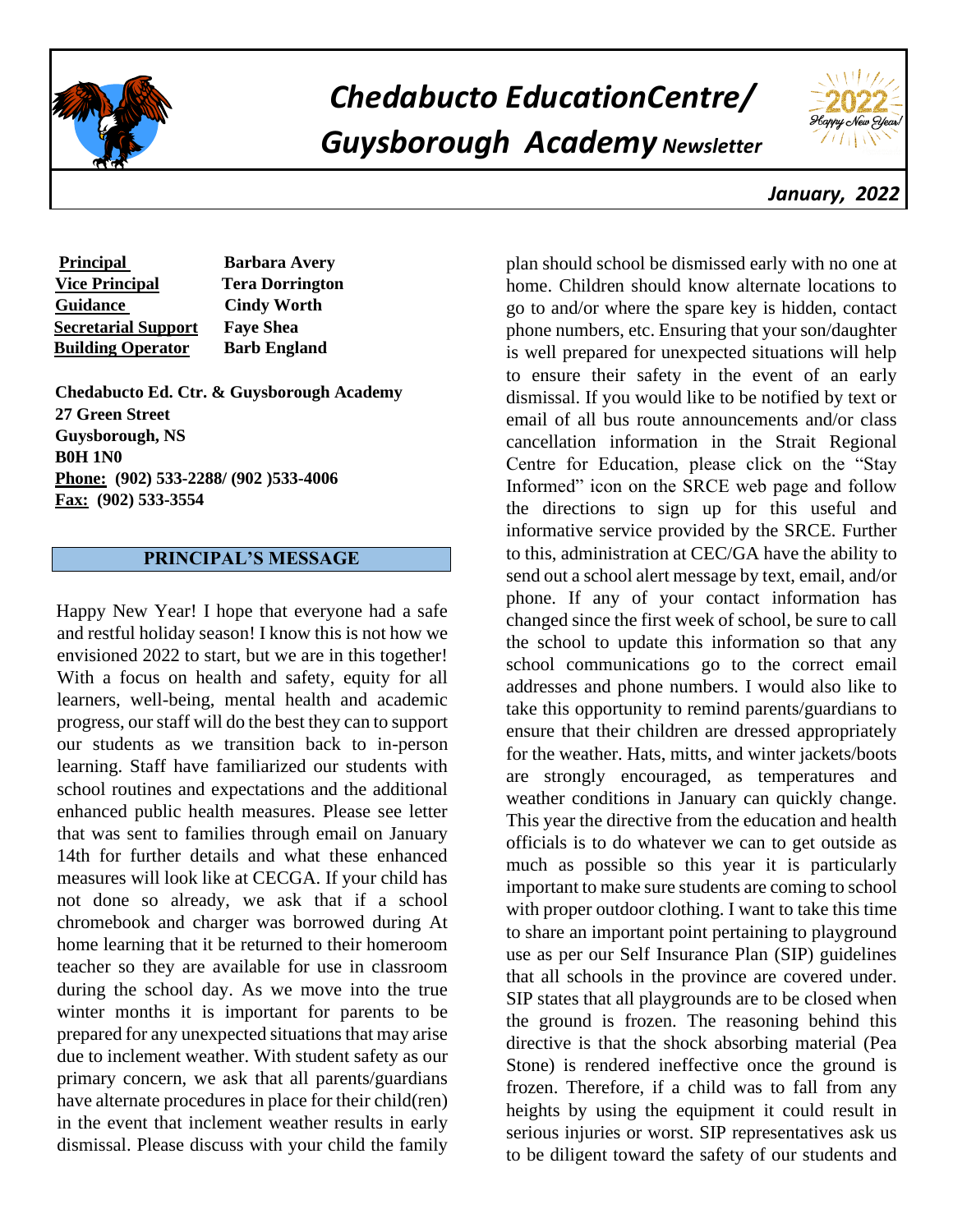# Chedabucto EducationCentre/ Guysborough Academy *Newsletter*

*January, 2022*

| | |
|---|---|
| **Principal** | **Barbara Avery** |
| **Vice Principal** | **Tera Dorrington** |
| **Guidance** | **Cindy Worth** |
| **Secretarial Support** | **Faye Shea** |
| **Building Operator** | **Barb England** |

**Chedabucto Ed. Ctr. & Guysborough Academy**
**27 Green Street**
**Guysborough, NS**
**B0H 1N0**
**Phone: (902) 533-2288/ (902 )533-4006**
**Fax: (902) 533-3554**

## PRINCIPAL'S MESSAGE

Happy New Year! I hope that everyone had a safe and restful holiday season! I know this is not how we envisioned 2022 to start, but we are in this together! With a focus on health and safety, equity for all learners, well-being, mental health and academic progress, our staff will do the best they can to support our students as we transition back to in-person learning. Staff have familiarized our students with school routines and expectations and the additional enhanced public health measures. Please see letter that was sent to families through email on January 14th for further details and what these enhanced measures will look like at CECGA. If your child has not done so already, we ask that if a school chromebook and charger was borrowed during At home learning that it be returned to their homeroom teacher so they are available for use in classroom during the school day. As we move into the true winter months it is important for parents to be prepared for any unexpected situations that may arise due to inclement weather. With student safety as our primary concern, we ask that all parents/guardians have alternate procedures in place for their child(ren) in the event that inclement weather results in early dismissal. Please discuss with your child the family plan should school be dismissed early with no one at home. Children should know alternate locations to go to and/or where the spare key is hidden, contact phone numbers, etc. Ensuring that your son/daughter is well prepared for unexpected situations will help to ensure their safety in the event of an early dismissal. If you would like to be notified by text or email of all bus route announcements and/or class cancellation information in the Strait Regional Centre for Education, please click on the "Stay Informed" icon on the SRCE web page and follow the directions to sign up for this useful and informative service provided by the SRCE. Further to this, administration at CEC/GA have the ability to send out a school alert message by text, email, and/or phone. If any of your contact information has changed since the first week of school, be sure to call the school to update this information so that any school communications go to the correct email addresses and phone numbers. I would also like to take this opportunity to remind parents/guardians to ensure that their children are dressed appropriately for the weather. Hats, mitts, and winter jackets/boots are strongly encouraged, as temperatures and weather conditions in January can quickly change. This year the directive from the education and health officials is to do whatever we can to get outside as much as possible so this year it is particularly important to make sure students are coming to school with proper outdoor clothing. I want to take this time to share an important point pertaining to playground use as per our Self Insurance Plan (SIP) guidelines that all schools in the province are covered under. SIP states that all playgrounds are to be closed when the ground is frozen. The reasoning behind this directive is that the shock absorbing material (Pea Stone) is rendered ineffective once the ground is frozen. Therefore, if a child was to fall from any heights by using the equipment it could result in serious injuries or worst. SIP representatives ask us to be diligent toward the safety of our students and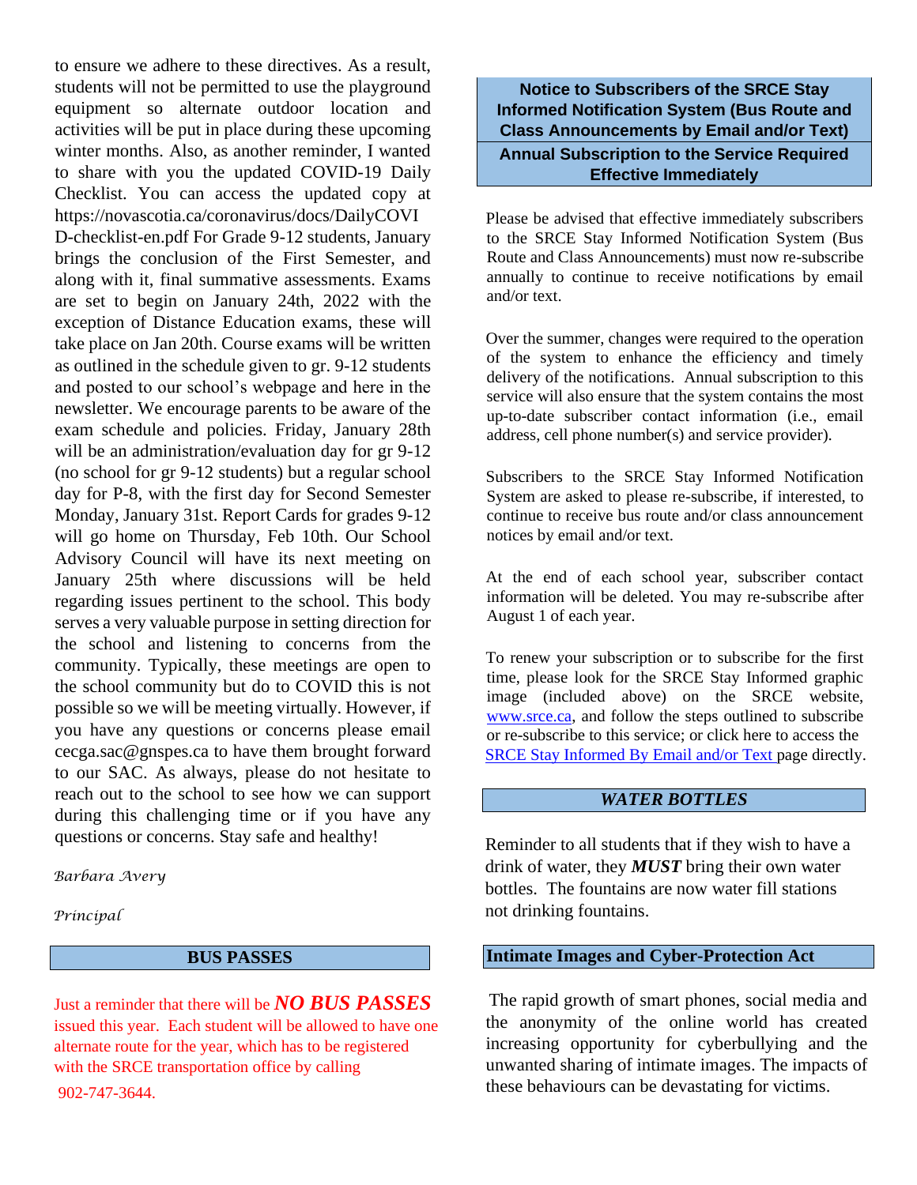to ensure we adhere to these directives. As a result, students will not be permitted to use the playground equipment so alternate outdoor location and activities will be put in place during these upcoming winter months. Also, as another reminder, I wanted to share with you the updated COVID-19 Daily Checklist. You can access the updated copy at https://novascotia.ca/coronavirus/docs/DailyCOVID-checklist-en.pdf For Grade 9-12 students, January brings the conclusion of the First Semester, and along with it, final summative assessments. Exams are set to begin on January 24th, 2022 with the exception of Distance Education exams, these will take place on Jan 20th. Course exams will be written as outlined in the schedule given to gr. 9-12 students and posted to our school's webpage and here in the newsletter. We encourage parents to be aware of the exam schedule and policies. Friday, January 28th will be an administration/evaluation day for gr 9-12 (no school for gr 9-12 students) but a regular school day for P-8, with the first day for Second Semester Monday, January 31st. Report Cards for grades 9-12 will go home on Thursday, Feb 10th. Our School Advisory Council will have its next meeting on January 25th where discussions will be held regarding issues pertinent to the school. This body serves a very valuable purpose in setting direction for the school and listening to concerns from the community. Typically, these meetings are open to the school community but do to COVID this is not possible so we will be meeting virtually. However, if you have any questions or concerns please email cecga.sac@gnspes.ca to have them brought forward to our SAC. As always, please do not hesitate to reach out to the school to see how we can support during this challenging time or if you have any questions or concerns. Stay safe and healthy!

*Barbara Avery*

*Principal*

## BUS PASSES

Just a reminder that there will be ***NO BUS PASSES*** issued this year. Each student will be allowed to have one alternate route for the year, which has to be registered with the SRCE transportation office by calling 902-747-3644.

## Notice to Subscribers of the SRCE Stay Informed Notification System (Bus Route and Class Announcements by Email and/or Text)

## Annual Subscription to the Service Required Effective Immediately

Please be advised that effective immediately subscribers to the SRCE Stay Informed Notification System (Bus Route and Class Announcements) must now re-subscribe annually to continue to receive notifications by email and/or text.

Over the summer, changes were required to the operation of the system to enhance the efficiency and timely delivery of the notifications. Annual subscription to this service will also ensure that the system contains the most up-to-date subscriber contact information (i.e., email address, cell phone number(s) and service provider).

Subscribers to the SRCE Stay Informed Notification System are asked to please re-subscribe, if interested, to continue to receive bus route and/or class announcement notices by email and/or text.

At the end of each school year, subscriber contact information will be deleted. You may re-subscribe after August 1 of each year.

To renew your subscription or to subscribe for the first time, please look for the SRCE Stay Informed graphic image (included above) on the SRCE website, www.srce.ca, and follow the steps outlined to subscribe or re-subscribe to this service; or click here to access the SRCE Stay Informed By Email and/or Text page directly.

## *WATER BOTTLES*

Reminder to all students that if they wish to have a drink of water, they ***MUST*** bring their own water bottles. The fountains are now water fill stations not drinking fountains.

## Intimate Images and Cyber-Protection Act

The rapid growth of smart phones, social media and the anonymity of the online world has created increasing opportunity for cyberbullying and the unwanted sharing of intimate images. The impacts of these behaviours can be devastating for victims.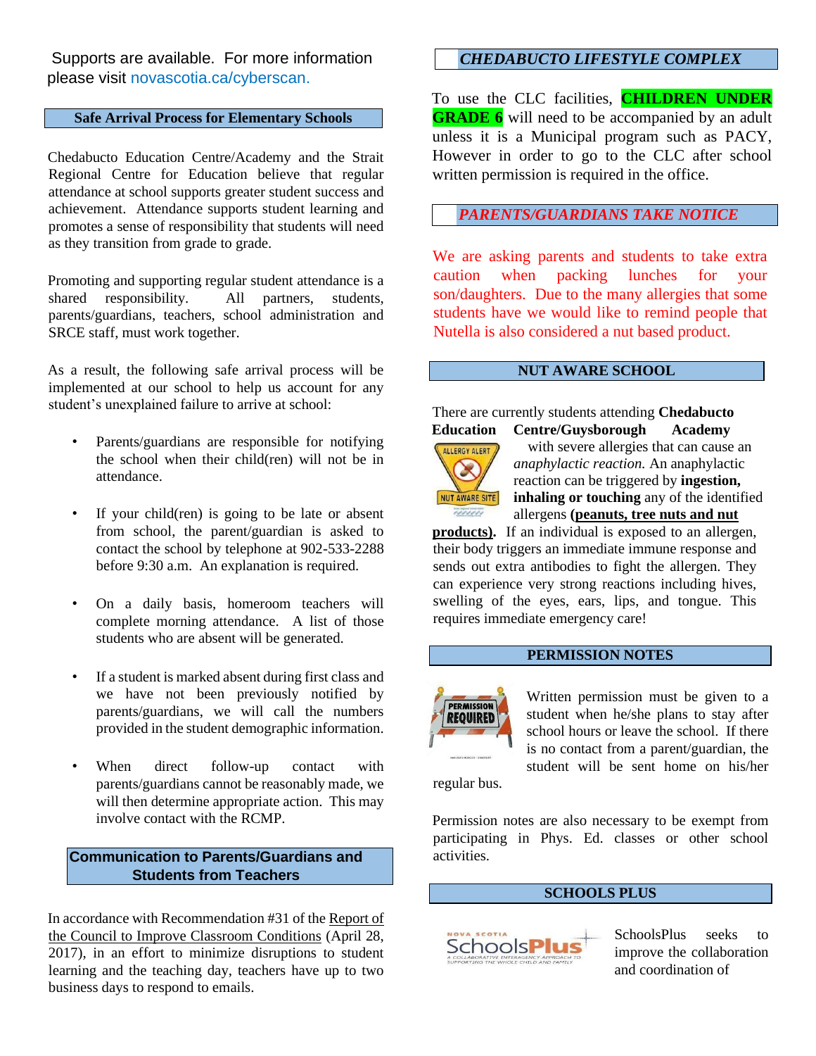Supports are available. For more information please visit novascotia.ca/cyberscan.

## Safe Arrival Process for Elementary Schools

Chedabucto Education Centre/Academy and the Strait Regional Centre for Education believe that regular attendance at school supports greater student success and achievement. Attendance supports student learning and promotes a sense of responsibility that students will need as they transition from grade to grade.

Promoting and supporting regular student attendance is a shared responsibility. All partners, students, parents/guardians, teachers, school administration and SRCE staff, must work together.

As a result, the following safe arrival process will be implemented at our school to help us account for any student's unexplained failure to arrive at school:

- Parents/guardians are responsible for notifying the school when their child(ren) will not be in attendance.
- If your child(ren) is going to be late or absent from school, the parent/guardian is asked to contact the school by telephone at 902-533-2288 before 9:30 a.m. An explanation is required.
- On a daily basis, homeroom teachers will complete morning attendance. A list of those students who are absent will be generated.
- If a student is marked absent during first class and we have not been previously notified by parents/guardians, we will call the numbers provided in the student demographic information.
- When direct follow-up contact with parents/guardians cannot be reasonably made, we will then determine appropriate action. This may involve contact with the RCMP.

## Communication to Parents/Guardians and Students from Teachers

In accordance with Recommendation #31 of the Report of the Council to Improve Classroom Conditions (April 28, 2017), in an effort to minimize disruptions to student learning and the teaching day, teachers have up to two business days to respond to emails.

## *CHEDABUCTO LIFESTYLE COMPLEX*

To use the CLC facilities, **CHILDREN UNDER GRADE 6** will need to be accompanied by an adult unless it is a Municipal program such as PACY, However in order to go to the CLC after school written permission is required in the office.

## *PARENTS/GUARDIANS TAKE NOTICE*

We are asking parents and students to take extra caution when packing lunches for your son/daughters. Due to the many allergies that some students have we would like to remind people that Nutella is also considered a nut based product.

## NUT AWARE SCHOOL

There are currently students attending **Chedabucto Education Centre/Guysborough Academy** with severe allergies that can cause an *anaphylactic reaction.* An anaphylactic reaction can be triggered by **ingestion, inhaling or touching** any of the identified allergens **(peanuts, tree nuts and nut products).** If an individual is exposed to an allergen, their body triggers an immediate immune response and sends out extra antibodies to fight the allergen. They can experience very strong reactions including hives, swelling of the eyes, ears, lips, and tongue. This requires immediate emergency care!

## PERMISSION NOTES

Written permission must be given to a student when he/she plans to stay after school hours or leave the school. If there is no contact from a parent/guardian, the student will be sent home on his/her regular bus.

Permission notes are also necessary to be exempt from participating in Phys. Ed. classes or other school activities.

## SCHOOLS PLUS

SchoolsPlus seeks to improve the collaboration and coordination of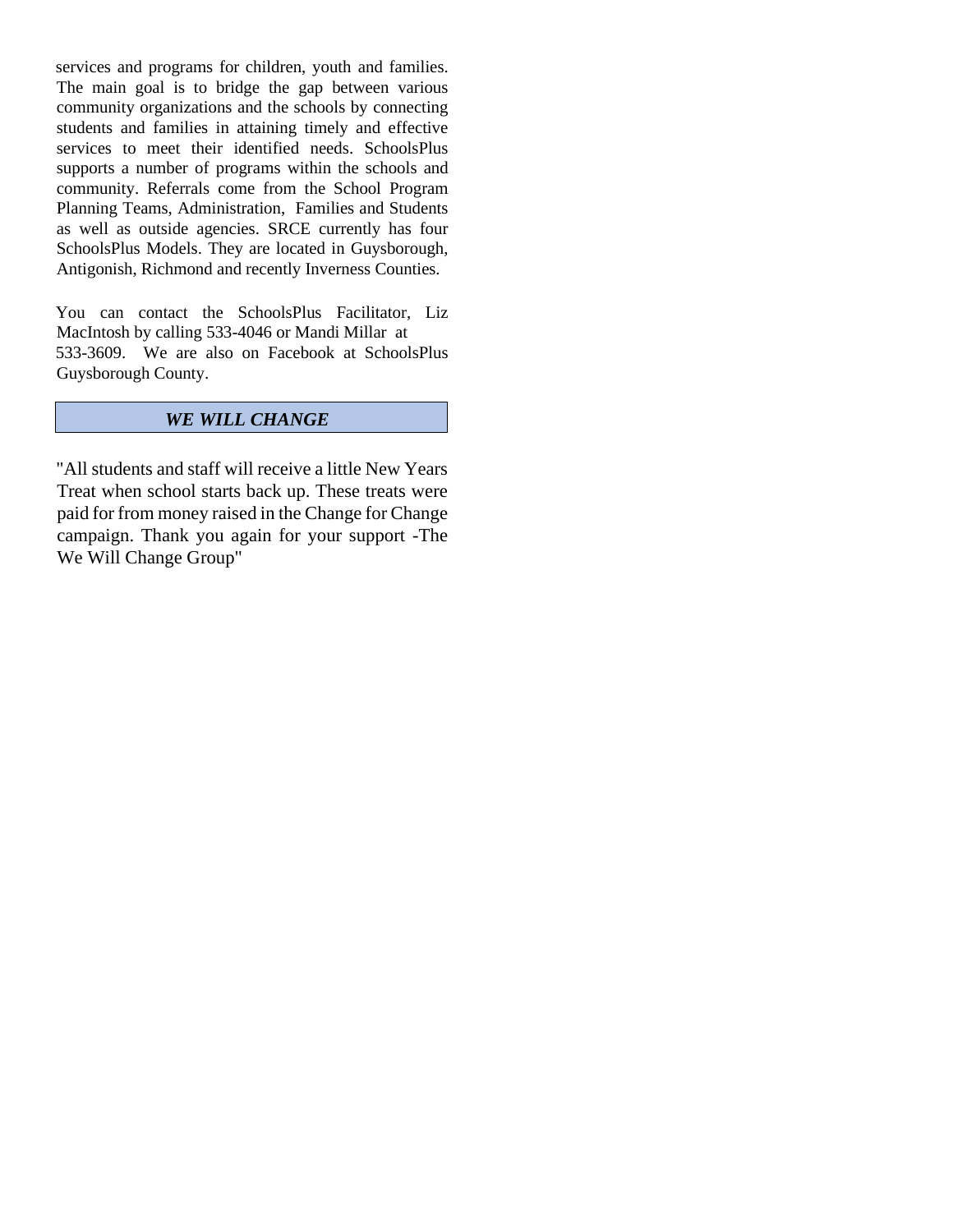services and programs for children, youth and families. The main goal is to bridge the gap between various community organizations and the schools by connecting students and families in attaining timely and effective services to meet their identified needs. SchoolsPlus supports a number of programs within the schools and community. Referrals come from the School Program Planning Teams, Administration, Families and Students as well as outside agencies. SRCE currently has four SchoolsPlus Models. They are located in Guysborough, Antigonish, Richmond and recently Inverness Counties.

You can contact the SchoolsPlus Facilitator, Liz MacIntosh by calling 533-4046 or Mandi Millar at 533-3609. We are also on Facebook at SchoolsPlus Guysborough County.

## ***WE WILL CHANGE***

"All students and staff will receive a little New Years Treat when school starts back up. These treats were paid for from money raised in the Change for Change campaign. Thank you again for your support -The We Will Change Group"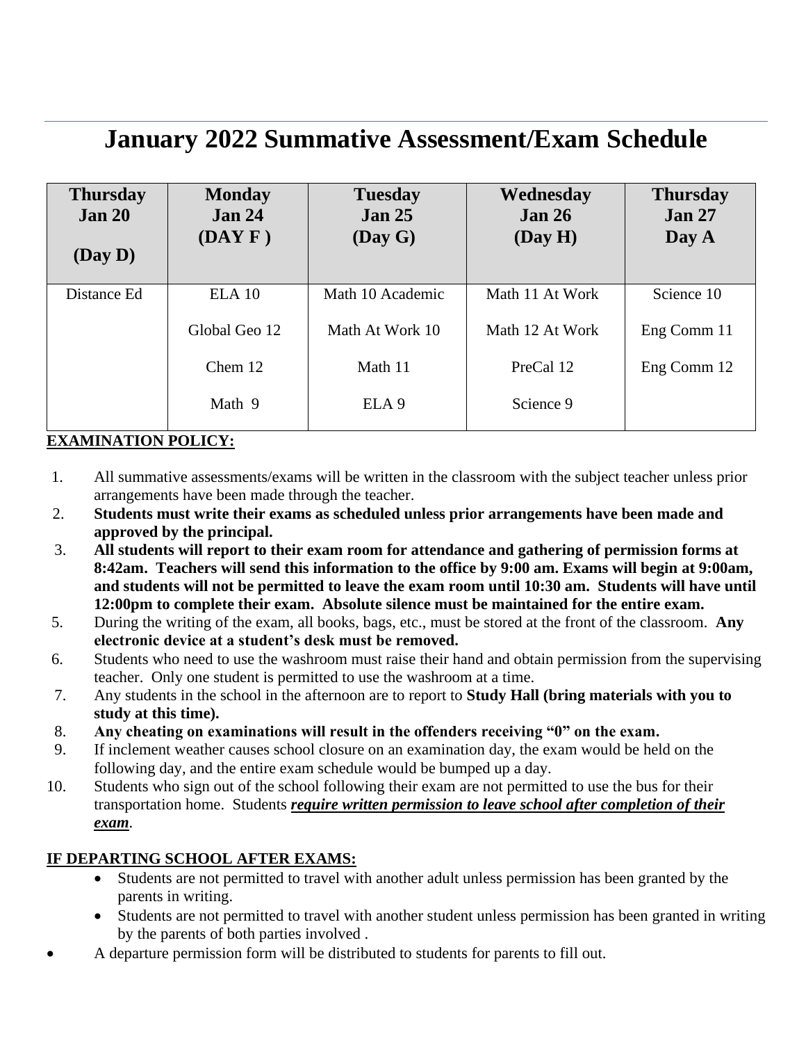# January 2022 Summative Assessment/Exam Schedule

| Thursday Jan 20 (Day D) | Monday Jan 24 (DAY F ) | Tuesday Jan 25 (Day G) | Wednesday Jan 26 (Day H) | Thursday Jan 27 Day A |
|---|---|---|---|---|
| Distance Ed | ELA 10 | Math 10 Academic | Math 11 At Work | Science 10 |
| | Global Geo 12 | Math At Work 10 | Math 12 At Work | Eng Comm 11 |
| | Chem 12 | Math 11 | PreCal 12 | Eng Comm 12 |
| | Math 9 | ELA 9 | Science 9 | |

**EXAMINATION POLICY:**

1. All summative assessments/exams will be written in the classroom with the subject teacher unless prior arrangements have been made through the teacher.
2. **Students must write their exams as scheduled unless prior arrangements have been made and approved by the principal.**
3. **All students will report to their exam room for attendance and gathering of permission forms at 8:42am. Teachers will send this information to the office by 9:00 am. Exams will begin at 9:00am, and students will not be permitted to leave the exam room until 10:30 am. Students will have until 12:00pm to complete their exam. Absolute silence must be maintained for the entire exam.**
5. During the writing of the exam, all books, bags, etc., must be stored at the front of the classroom. **Any electronic device at a student's desk must be removed.**
6. Students who need to use the washroom must raise their hand and obtain permission from the supervising teacher. Only one student is permitted to use the washroom at a time.
7. Any students in the school in the afternoon are to report to **Study Hall (bring materials with you to study at this time).**
8. **Any cheating on examinations will result in the offenders receiving "0" on the exam.**
9. If inclement weather causes school closure on an examination day, the exam would be held on the following day, and the entire exam schedule would be bumped up a day.
10. Students who sign out of the school following their exam are not permitted to use the bus for their transportation home. Students ***require written permission to leave school after completion of their exam***.

**IF DEPARTING SCHOOL AFTER EXAMS:**

- Students are not permitted to travel with another adult unless permission has been granted by the parents in writing.
- Students are not permitted to travel with another student unless permission has been granted in writing by the parents of both parties involved .
- A departure permission form will be distributed to students for parents to fill out.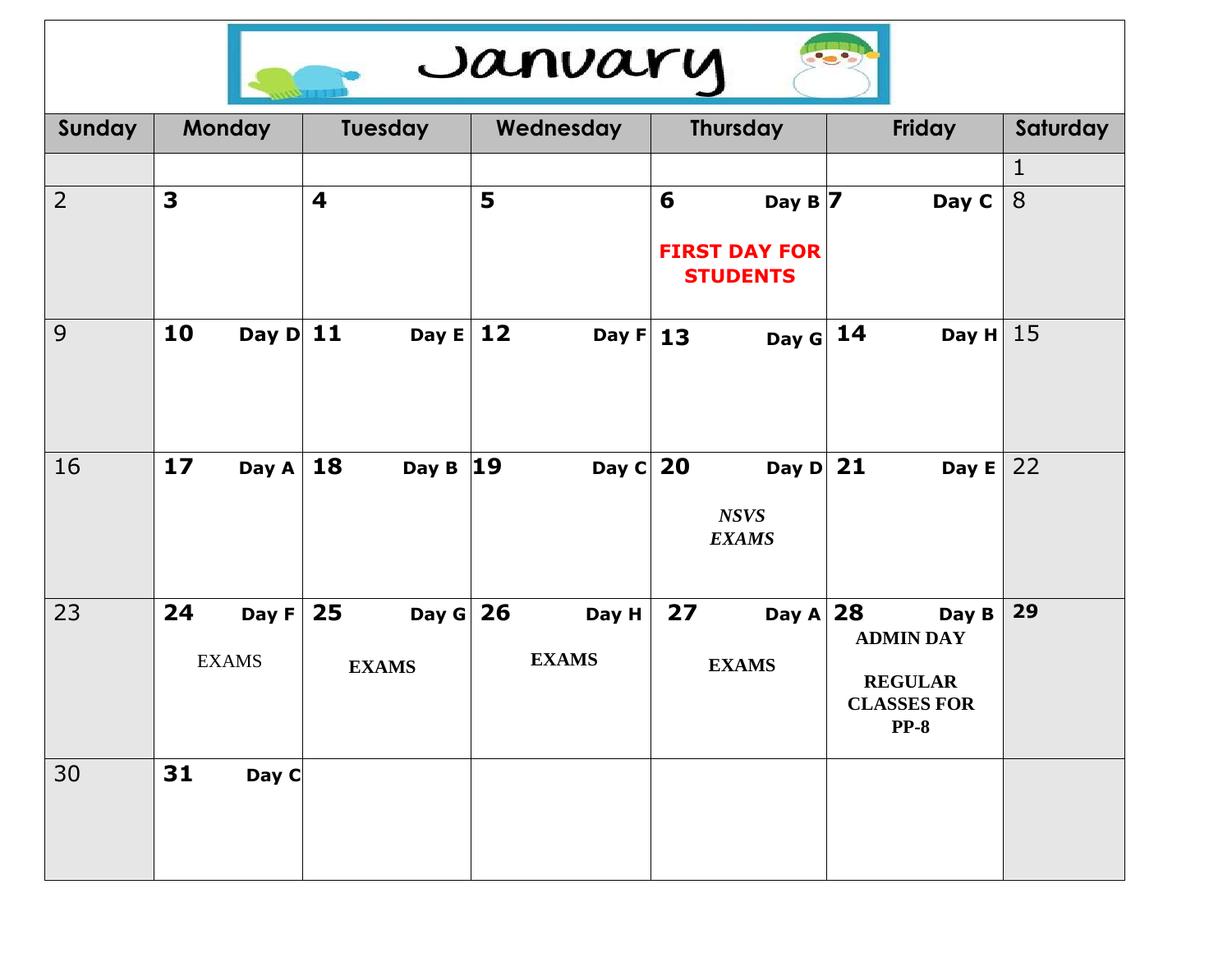# January

| Sunday | Monday | Tuesday | Wednesday | Thursday | Friday | Saturday |
|---|---|---|---|---|---|---|
| | | | | | | 1 |
| 2 | **3** | **4** | **5** | **6** **Day B** **FIRST DAY FOR STUDENTS** | **7** **Day C** | 8 |
| 9 | **10** **Day D** | **11** **Day E** | **12** **Day F** | **13** **Day G** | **14** **Day H** | 15 |
| 16 | **17** **Day A** | **18** **Day B** | **19** **Day C** | **20** **Day D** ***NSVS EXAMS*** | **21** **Day E** | 22 |
| 23 | **24** **Day F** EXAMS | **25** **Day G** **EXAMS** | **26** **Day H** **EXAMS** | **27** **Day A** **EXAMS** | **28** **Day B** **ADMIN DAY** **REGULAR CLASSES FOR PP-8** | **29** |
| 30 | **31** **Day C** | | | | | |